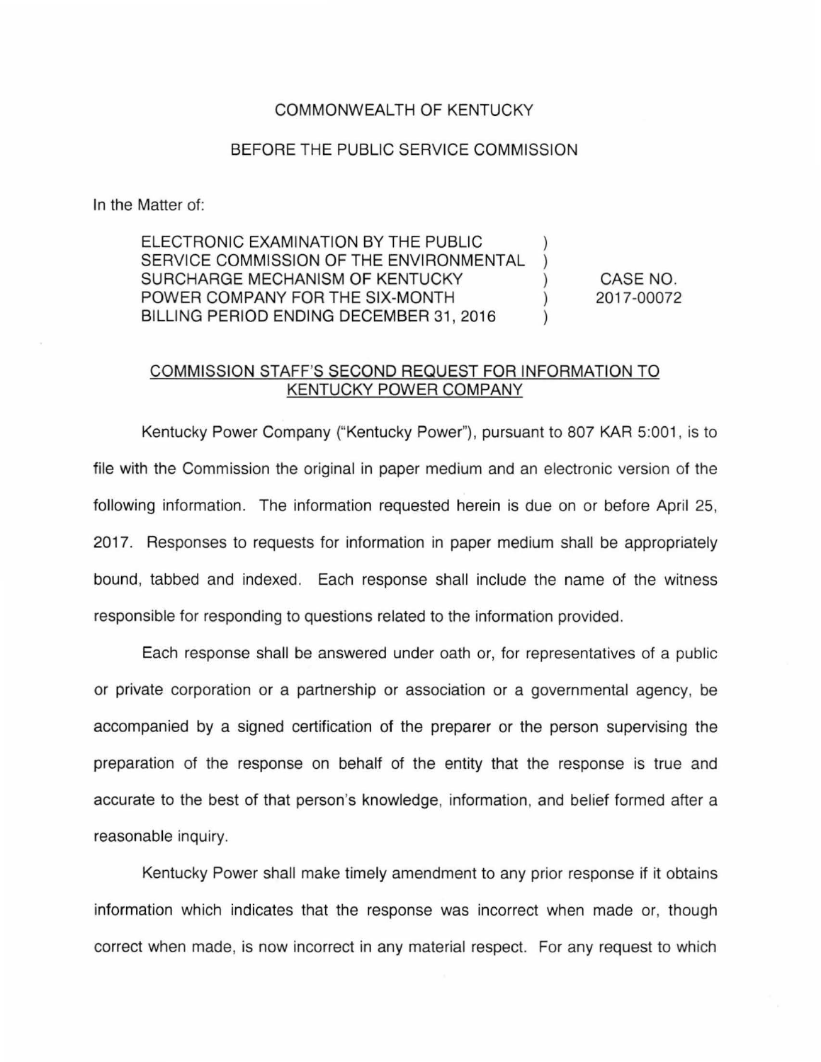COMMONWEALTH OF KENTUCKY

BEFORE THE PUBLIC SERVICE COMMISSION

In the Matter of:

| | | |
|---|---|---|
| ELECTRONIC EXAMINATION BY THE PUBLIC SERVICE COMMISSION OF THE ENVIRONMENTAL SURCHARGE MECHANISM OF KENTUCKY POWER COMPANY FOR THE SIX-MONTH BILLING PERIOD ENDING DECEMBER 31, 2016 | ) ) ) ) ) | CASE NO. 2017-00072 |

COMMISSION STAFF'S SECOND REQUEST FOR INFORMATION TO KENTUCKY POWER COMPANY

Kentucky Power Company ("Kentucky Power"), pursuant to 807 KAR 5:001, is to file with the Commission the original in paper medium and an electronic version of the following information. The information requested herein is due on or before April 25, 2017. Responses to requests for information in paper medium shall be appropriately bound, tabbed and indexed. Each response shall include the name of the witness responsible for responding to questions related to the information provided.

Each response shall be answered under oath or, for representatives of a public or private corporation or a partnership or association or a governmental agency, be accompanied by a signed certification of the preparer or the person supervising the preparation of the response on behalf of the entity that the response is true and accurate to the best of that person's knowledge, information, and belief formed after a reasonable inquiry.

Kentucky Power shall make timely amendment to any prior response if it obtains information which indicates that the response was incorrect when made or, though correct when made, is now incorrect in any material respect. For any request to which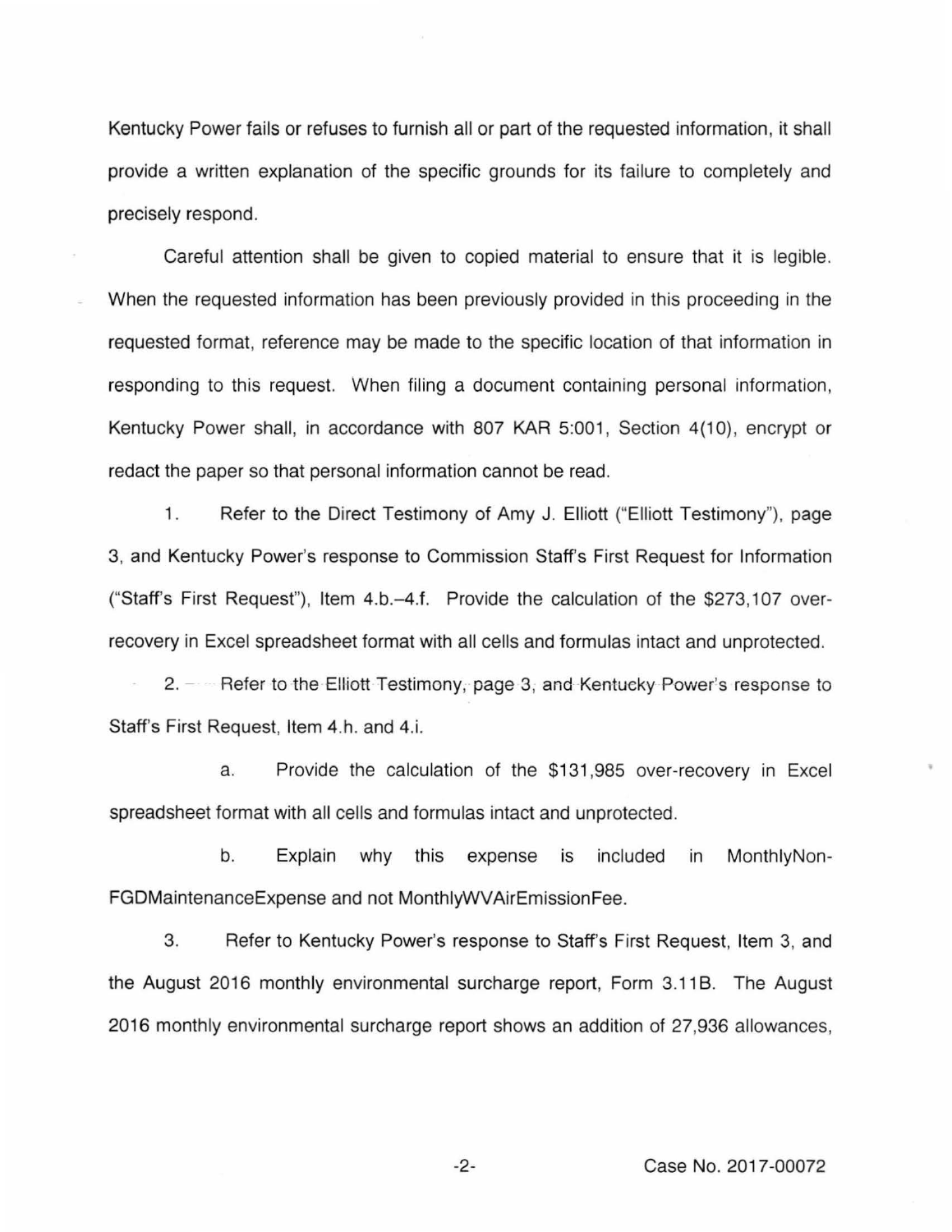Kentucky Power fails or refuses to furnish all or part of the requested information, it shall provide a written explanation of the specific grounds for its failure to completely and precisely respond.

Careful attention shall be given to copied material to ensure that it is legible. When the requested information has been previously provided in this proceeding in the requested format, reference may be made to the specific location of that information in responding to this request. When filing a document containing personal information, Kentucky Power shall, in accordance with 807 KAR 5:001, Section 4(10), encrypt or redact the paper so that personal information cannot be read.

1. Refer to the Direct Testimony of Amy J. Elliott ("Elliott Testimony"), page 3, and Kentucky Power's response to Commission Staff's First Request for Information ("Staff's First Request"), Item 4.b.–4.f. Provide the calculation of the $273,107 over-recovery in Excel spreadsheet format with all cells and formulas intact and unprotected.

2. Refer to the Elliott Testimony, page 3, and Kentucky Power's response to Staff's First Request, Item 4.h. and 4.i.

a. Provide the calculation of the $131,985 over-recovery in Excel spreadsheet format with all cells and formulas intact and unprotected.

b. Explain why this expense is included in MonthlyNon-FGDMaintenanceExpense and not MonthlyWVAirEmissionFee.

3. Refer to Kentucky Power's response to Staff's First Request, Item 3, and the August 2016 monthly environmental surcharge report, Form 3.11B. The August 2016 monthly environmental surcharge report shows an addition of 27,936 allowances,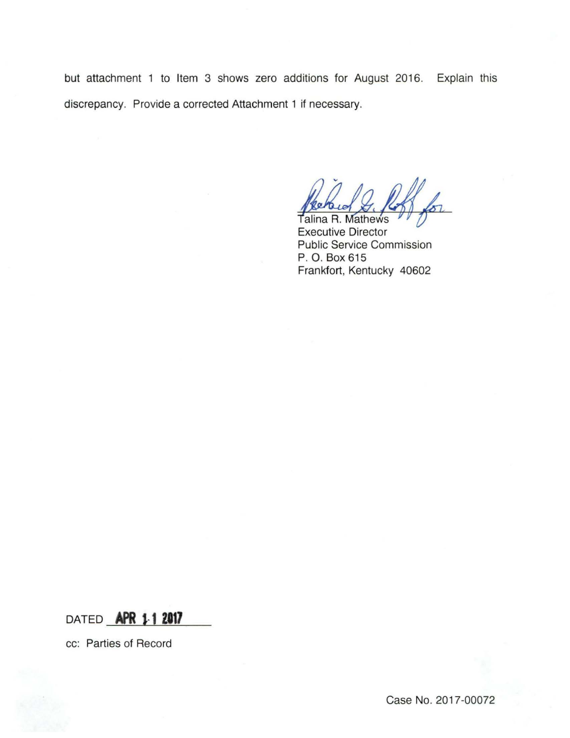but attachment 1 to Item 3 shows zero additions for August 2016. Explain this discrepancy. Provide a corrected Attachment 1 if necessary.

Talina R. Mathews
Executive Director
Public Service Commission
P. O. Box 615
Frankfort, Kentucky 40602

DATED **APR 1 1 2017**

cc: Parties of Record

Case No. 2017-00072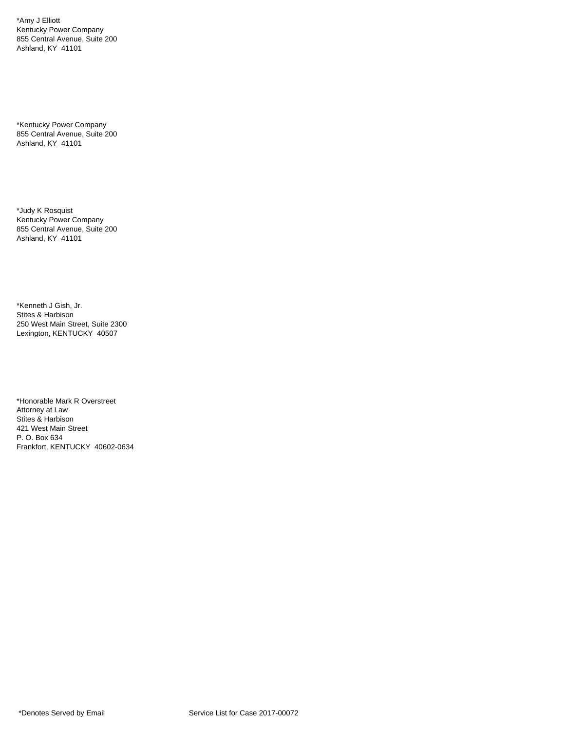*Amy J Elliott
Kentucky Power Company
855 Central Avenue, Suite 200
Ashland, KY  41101

*Kentucky Power Company
855 Central Avenue, Suite 200
Ashland, KY  41101

*Judy K Rosquist
Kentucky Power Company
855 Central Avenue, Suite 200
Ashland, KY  41101

*Kenneth J Gish, Jr.
Stites & Harbison
250 West Main Street, Suite 2300
Lexington, KENTUCKY  40507

*Honorable Mark R Overstreet
Attorney at Law
Stites & Harbison
421 West Main Street
P. O. Box 634
Frankfort, KENTUCKY  40602-0634

*Denotes Served by Email

Service List for Case 2017-00072